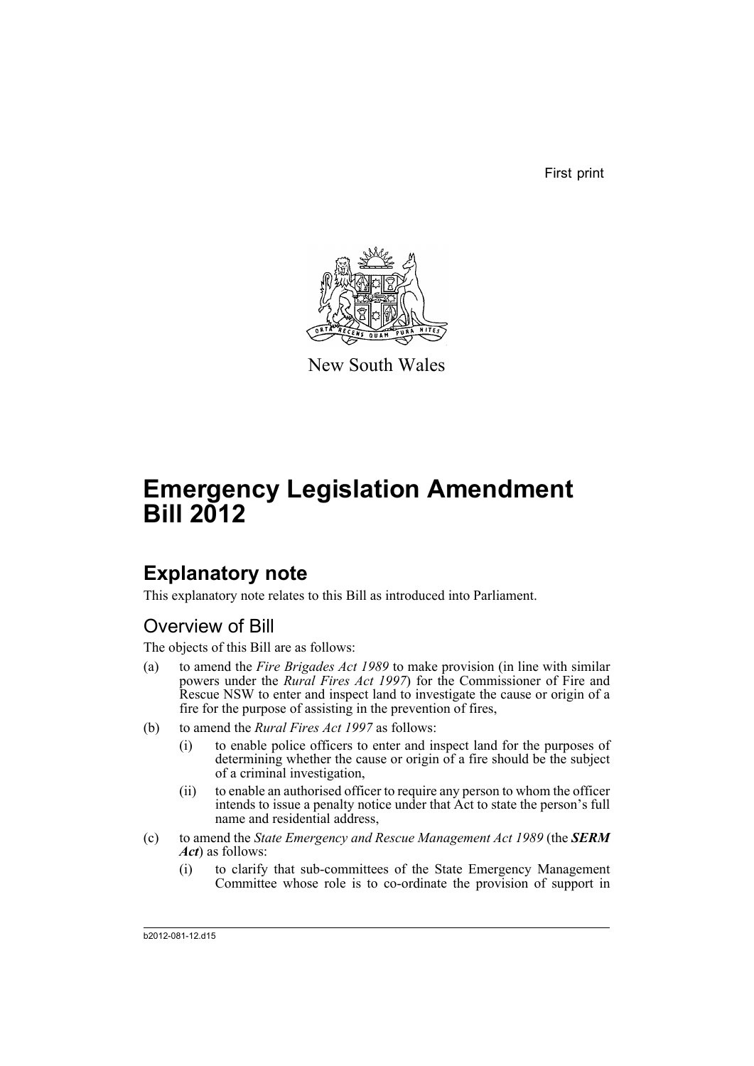First print

New South Wales

# Emergency Legislation Amendment Bill 2012

## Explanatory note

This explanatory note relates to this Bill as introduced into Parliament.

### Overview of Bill

The objects of this Bill are as follows:

(a) to amend the *Fire Brigades Act 1989* to make provision (in line with similar powers under the *Rural Fires Act 1997*) for the Commissioner of Fire and Rescue NSW to enter and inspect land to investigate the cause or origin of a fire for the purpose of assisting in the prevention of fires,

(b) to amend the *Rural Fires Act 1997* as follows:

   (i) to enable police officers to enter and inspect land for the purposes of determining whether the cause or origin of a fire should be the subject of a criminal investigation,

   (ii) to enable an authorised officer to require any person to whom the officer intends to issue a penalty notice under that Act to state the person's full name and residential address,

(c) to amend the *State Emergency and Rescue Management Act 1989* (the ***SERM Act***) as follows:

   (i) to clarify that sub-committees of the State Emergency Management Committee whose role is to co-ordinate the provision of support in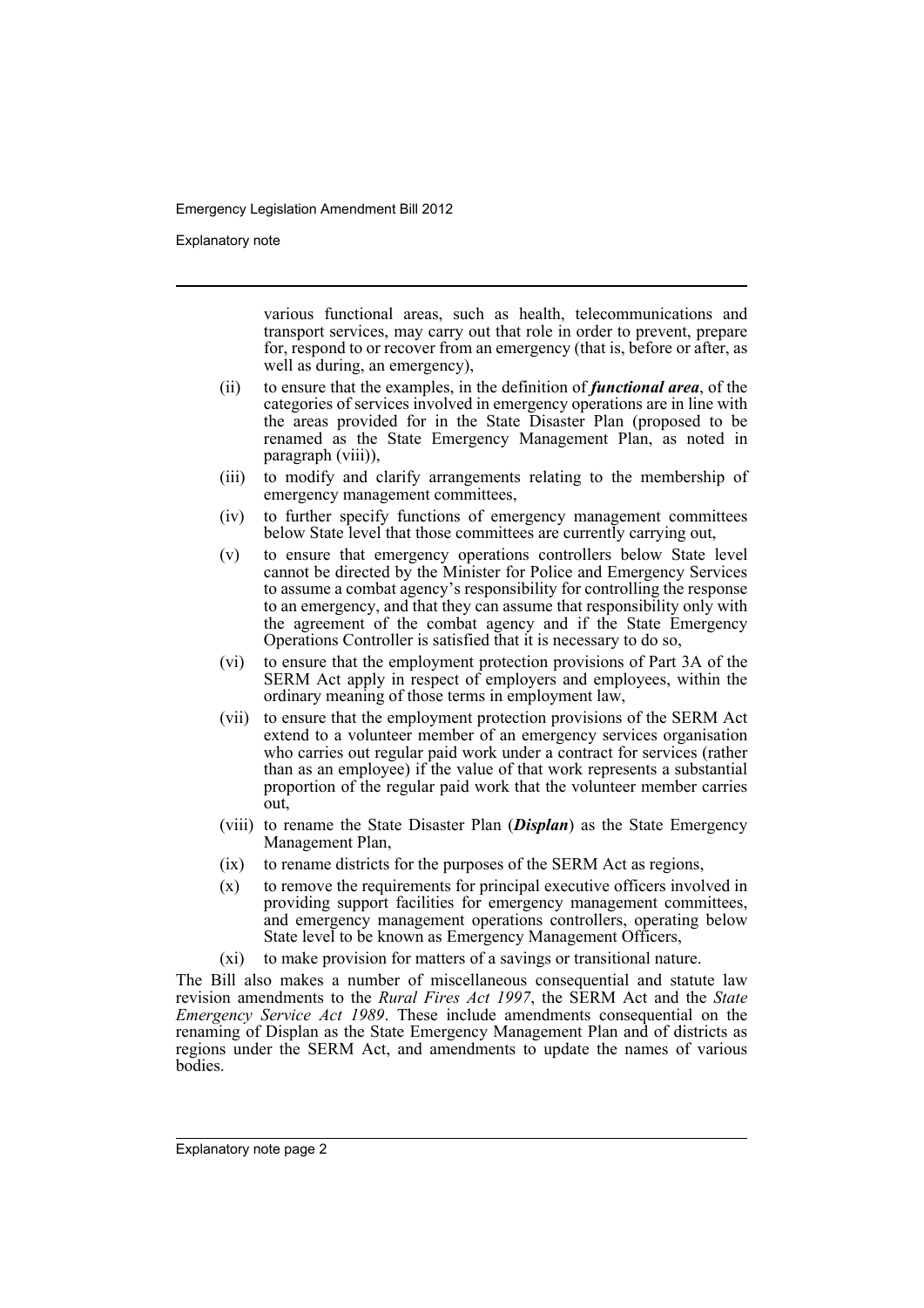various functional areas, such as health, telecommunications and transport services, may carry out that role in order to prevent, prepare for, respond to or recover from an emergency (that is, before or after, as well as during, an emergency),

(ii) to ensure that the examples, in the definition of ***functional area***, of the categories of services involved in emergency operations are in line with the areas provided for in the State Disaster Plan (proposed to be renamed as the State Emergency Management Plan, as noted in paragraph (viii)),

(iii) to modify and clarify arrangements relating to the membership of emergency management committees,

(iv) to further specify functions of emergency management committees below State level that those committees are currently carrying out,

(v) to ensure that emergency operations controllers below State level cannot be directed by the Minister for Police and Emergency Services to assume a combat agency's responsibility for controlling the response to an emergency, and that they can assume that responsibility only with the agreement of the combat agency and if the State Emergency Operations Controller is satisfied that it is necessary to do so,

(vi) to ensure that the employment protection provisions of Part 3A of the SERM Act apply in respect of employers and employees, within the ordinary meaning of those terms in employment law,

(vii) to ensure that the employment protection provisions of the SERM Act extend to a volunteer member of an emergency services organisation who carries out regular paid work under a contract for services (rather than as an employee) if the value of that work represents a substantial proportion of the regular paid work that the volunteer member carries out,

(viii) to rename the State Disaster Plan (***Displan***) as the State Emergency Management Plan,

(ix) to rename districts for the purposes of the SERM Act as regions,

(x) to remove the requirements for principal executive officers involved in providing support facilities for emergency management committees, and emergency management operations controllers, operating below State level to be known as Emergency Management Officers,

(xi) to make provision for matters of a savings or transitional nature.

The Bill also makes a number of miscellaneous consequential and statute law revision amendments to the *Rural Fires Act 1997*, the SERM Act and the *State Emergency Service Act 1989*. These include amendments consequential on the renaming of Displan as the State Emergency Management Plan and of districts as regions under the SERM Act, and amendments to update the names of various bodies.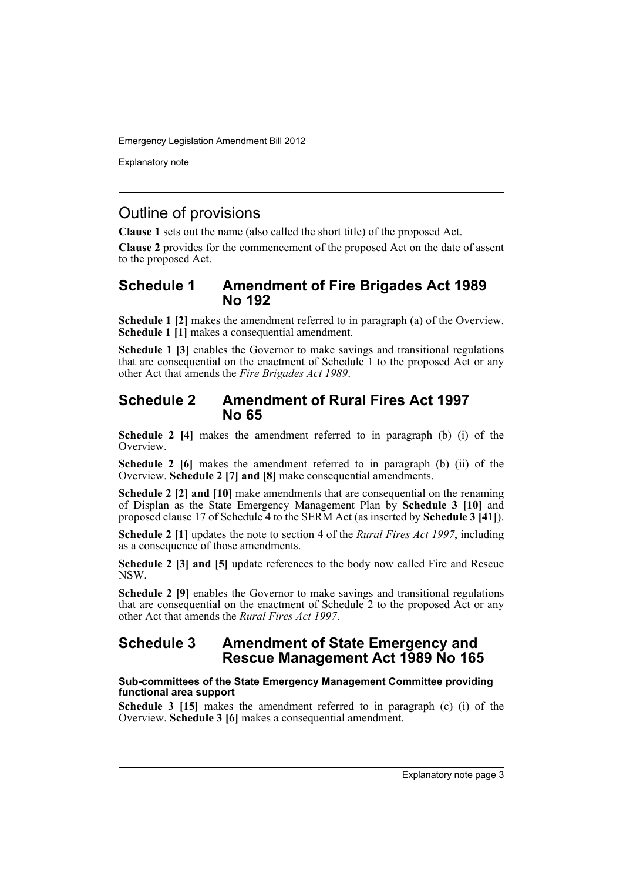## Outline of provisions

**Clause 1** sets out the name (also called the short title) of the proposed Act.

**Clause 2** provides for the commencement of the proposed Act on the date of assent to the proposed Act.

## Schedule 1 Amendment of Fire Brigades Act 1989 No 192

**Schedule 1 [2]** makes the amendment referred to in paragraph (a) of the Overview. **Schedule 1 [1]** makes a consequential amendment.

**Schedule 1 [3]** enables the Governor to make savings and transitional regulations that are consequential on the enactment of Schedule 1 to the proposed Act or any other Act that amends the *Fire Brigades Act 1989*.

## Schedule 2 Amendment of Rural Fires Act 1997 No 65

**Schedule 2 [4]** makes the amendment referred to in paragraph (b) (i) of the Overview.

**Schedule 2 [6]** makes the amendment referred to in paragraph (b) (ii) of the Overview. **Schedule 2 [7] and [8]** make consequential amendments.

**Schedule 2 [2] and [10]** make amendments that are consequential on the renaming of Displan as the State Emergency Management Plan by **Schedule 3 [10]** and proposed clause 17 of Schedule 4 to the SERM Act (as inserted by **Schedule 3 [41]**).

**Schedule 2 [1]** updates the note to section 4 of the *Rural Fires Act 1997*, including as a consequence of those amendments.

**Schedule 2 [3] and [5]** update references to the body now called Fire and Rescue NSW.

**Schedule 2 [9]** enables the Governor to make savings and transitional regulations that are consequential on the enactment of Schedule 2 to the proposed Act or any other Act that amends the *Rural Fires Act 1997*.

## Schedule 3 Amendment of State Emergency and Rescue Management Act 1989 No 165

#### Sub-committees of the State Emergency Management Committee providing functional area support

**Schedule 3 [15]** makes the amendment referred to in paragraph (c) (i) of the Overview. **Schedule 3 [6]** makes a consequential amendment.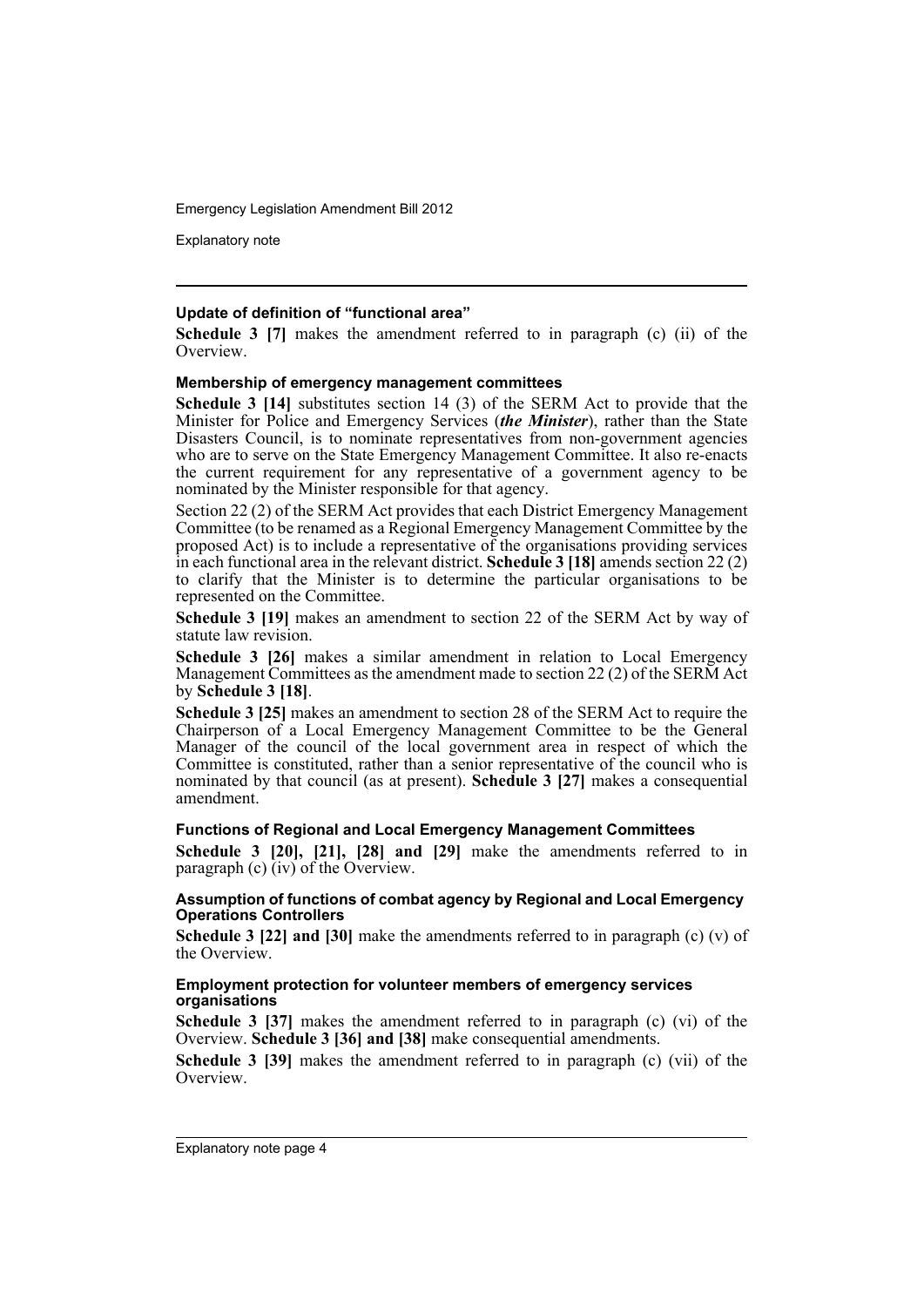### Update of definition of "functional area"

**Schedule 3 [7]** makes the amendment referred to in paragraph (c) (ii) of the Overview.

### Membership of emergency management committees

**Schedule 3 [14]** substitutes section 14 (3) of the SERM Act to provide that the Minister for Police and Emergency Services (***the Minister***), rather than the State Disasters Council, is to nominate representatives from non-government agencies who are to serve on the State Emergency Management Committee. It also re-enacts the current requirement for any representative of a government agency to be nominated by the Minister responsible for that agency.

Section 22 (2) of the SERM Act provides that each District Emergency Management Committee (to be renamed as a Regional Emergency Management Committee by the proposed Act) is to include a representative of the organisations providing services in each functional area in the relevant district. **Schedule 3 [18]** amends section 22 (2) to clarify that the Minister is to determine the particular organisations to be represented on the Committee.

**Schedule 3 [19]** makes an amendment to section 22 of the SERM Act by way of statute law revision.

**Schedule 3 [26]** makes a similar amendment in relation to Local Emergency Management Committees as the amendment made to section 22 (2) of the SERM Act by **Schedule 3 [18]**.

**Schedule 3 [25]** makes an amendment to section 28 of the SERM Act to require the Chairperson of a Local Emergency Management Committee to be the General Manager of the council of the local government area in respect of which the Committee is constituted, rather than a senior representative of the council who is nominated by that council (as at present). **Schedule 3 [27]** makes a consequential amendment.

### Functions of Regional and Local Emergency Management Committees

**Schedule 3 [20], [21], [28] and [29]** make the amendments referred to in paragraph (c) (iv) of the Overview.

### Assumption of functions of combat agency by Regional and Local Emergency Operations Controllers

**Schedule 3 [22] and [30]** make the amendments referred to in paragraph (c) (v) of the Overview.

### Employment protection for volunteer members of emergency services organisations

**Schedule 3 [37]** makes the amendment referred to in paragraph (c) (vi) of the Overview. **Schedule 3 [36] and [38]** make consequential amendments.

**Schedule 3 [39]** makes the amendment referred to in paragraph (c) (vii) of the Overview.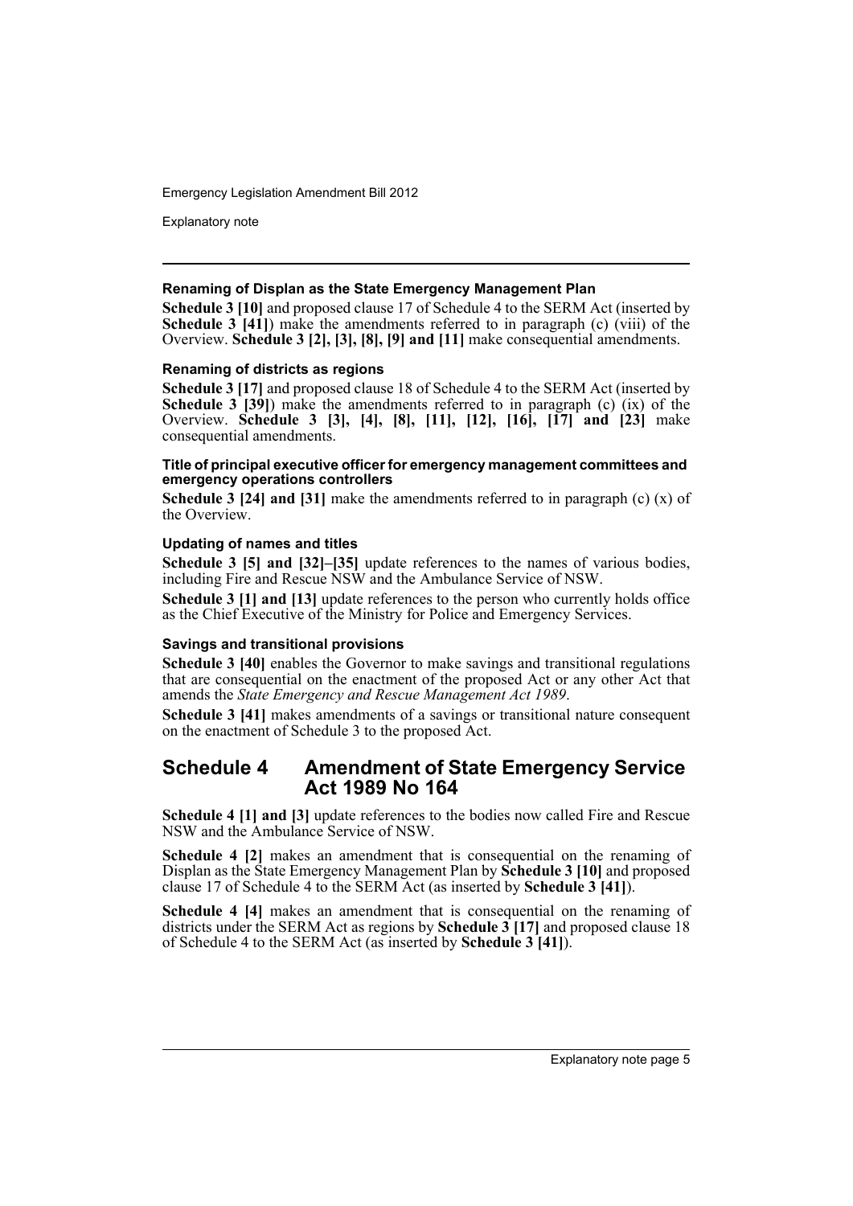#### Renaming of Displan as the State Emergency Management Plan

**Schedule 3 [10]** and proposed clause 17 of Schedule 4 to the SERM Act (inserted by **Schedule 3 [41]**) make the amendments referred to in paragraph (c) (viii) of the Overview. **Schedule 3 [2], [3], [8], [9] and [11]** make consequential amendments.

#### Renaming of districts as regions

**Schedule 3 [17]** and proposed clause 18 of Schedule 4 to the SERM Act (inserted by **Schedule 3 [39]**) make the amendments referred to in paragraph (c) (ix) of the Overview. **Schedule 3 [3], [4], [8], [11], [12], [16], [17] and [23]** make consequential amendments.

#### Title of principal executive officer for emergency management committees and emergency operations controllers

**Schedule 3 [24] and [31]** make the amendments referred to in paragraph (c) (x) of the Overview.

#### Updating of names and titles

**Schedule 3 [5] and [32]–[35]** update references to the names of various bodies, including Fire and Rescue NSW and the Ambulance Service of NSW.

**Schedule 3 [1] and [13]** update references to the person who currently holds office as the Chief Executive of the Ministry for Police and Emergency Services.

#### Savings and transitional provisions

**Schedule 3 [40]** enables the Governor to make savings and transitional regulations that are consequential on the enactment of the proposed Act or any other Act that amends the *State Emergency and Rescue Management Act 1989*.

**Schedule 3 [41]** makes amendments of a savings or transitional nature consequent on the enactment of Schedule 3 to the proposed Act.

## Schedule 4 Amendment of State Emergency Service Act 1989 No 164

**Schedule 4 [1] and [3]** update references to the bodies now called Fire and Rescue NSW and the Ambulance Service of NSW.

**Schedule 4 [2]** makes an amendment that is consequential on the renaming of Displan as the State Emergency Management Plan by **Schedule 3 [10]** and proposed clause 17 of Schedule 4 to the SERM Act (as inserted by **Schedule 3 [41]**).

**Schedule 4 [4]** makes an amendment that is consequential on the renaming of districts under the SERM Act as regions by **Schedule 3 [17]** and proposed clause 18 of Schedule 4 to the SERM Act (as inserted by **Schedule 3 [41]**).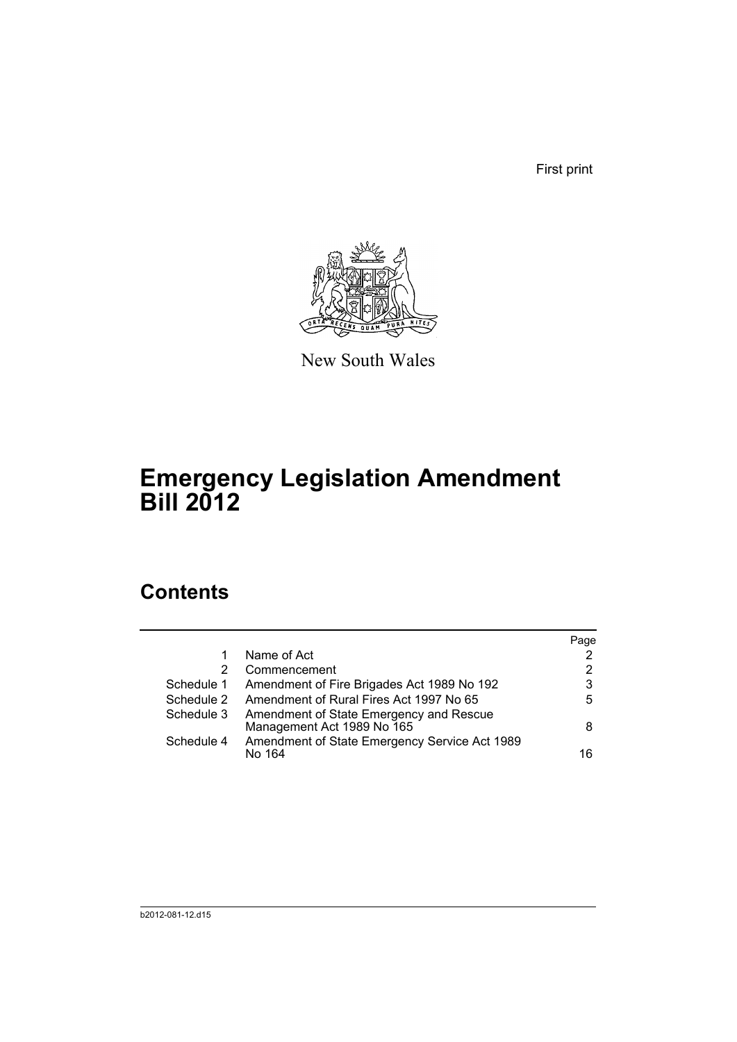First print

New South Wales

# Emergency Legislation Amendment Bill 2012

## Contents

| | | Page |
|---|---|---|
| 1 | Name of Act | 2 |
| 2 | Commencement | 2 |
| Schedule 1 | Amendment of Fire Brigades Act 1989 No 192 | 3 |
| Schedule 2 | Amendment of Rural Fires Act 1997 No 65 | 5 |
| Schedule 3 | Amendment of State Emergency and Rescue Management Act 1989 No 165 | 8 |
| Schedule 4 | Amendment of State Emergency Service Act 1989 No 164 | 16 |

b2012-081-12.d15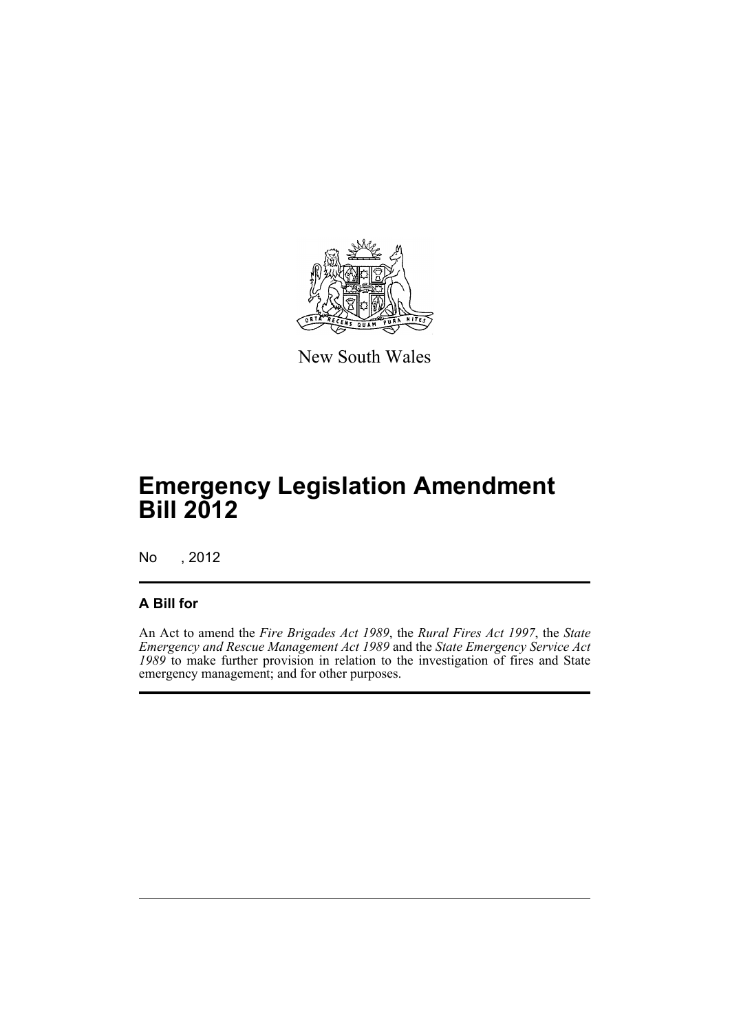New South Wales

# Emergency Legislation Amendment Bill 2012

No , 2012

## A Bill for

An Act to amend the *Fire Brigades Act 1989*, the *Rural Fires Act 1997*, the *State Emergency and Rescue Management Act 1989* and the *State Emergency Service Act 1989* to make further provision in relation to the investigation of fires and State emergency management; and for other purposes.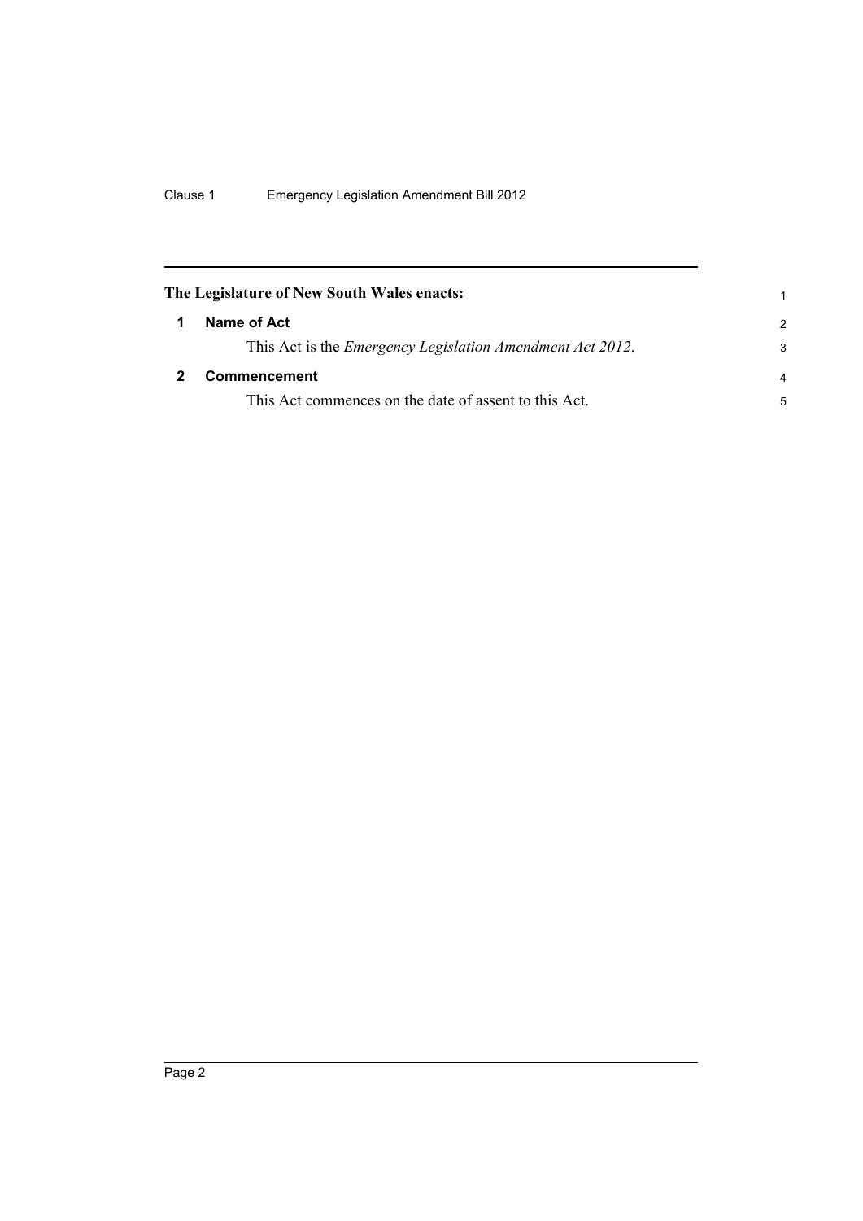**The Legislature of New South Wales enacts:**

## 1 Name of Act

This Act is the *Emergency Legislation Amendment Act 2012*.

## 2 Commencement

This Act commences on the date of assent to this Act.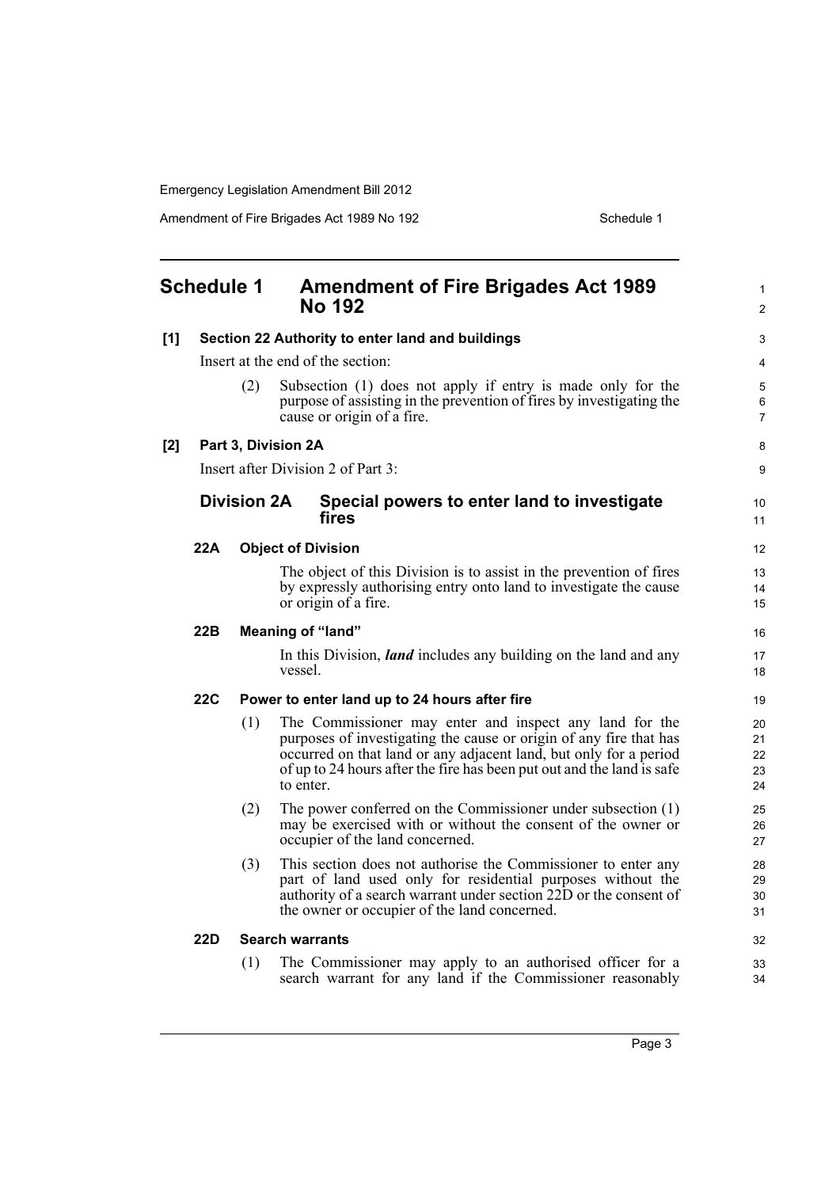## Schedule 1 Amendment of Fire Brigades Act 1989 No 192

**[1] Section 22 Authority to enter land and buildings**

Insert at the end of the section:

(2) Subsection (1) does not apply if entry is made only for the purpose of assisting in the prevention of fires by investigating the cause or origin of a fire.

**[2] Part 3, Division 2A**

Insert after Division 2 of Part 3:

### Division 2A Special powers to enter land to investigate fires

**22A Object of Division**

The object of this Division is to assist in the prevention of fires by expressly authorising entry onto land to investigate the cause or origin of a fire.

**22B Meaning of "land"**

In this Division, ***land*** includes any building on the land and any vessel.

**22C Power to enter land up to 24 hours after fire**

(1) The Commissioner may enter and inspect any land for the purposes of investigating the cause or origin of any fire that has occurred on that land or any adjacent land, but only for a period of up to 24 hours after the fire has been put out and the land is safe to enter.

(2) The power conferred on the Commissioner under subsection (1) may be exercised with or without the consent of the owner or occupier of the land concerned.

(3) This section does not authorise the Commissioner to enter any part of land used only for residential purposes without the authority of a search warrant under section 22D or the consent of the owner or occupier of the land concerned.

**22D Search warrants**

(1) The Commissioner may apply to an authorised officer for a search warrant for any land if the Commissioner reasonably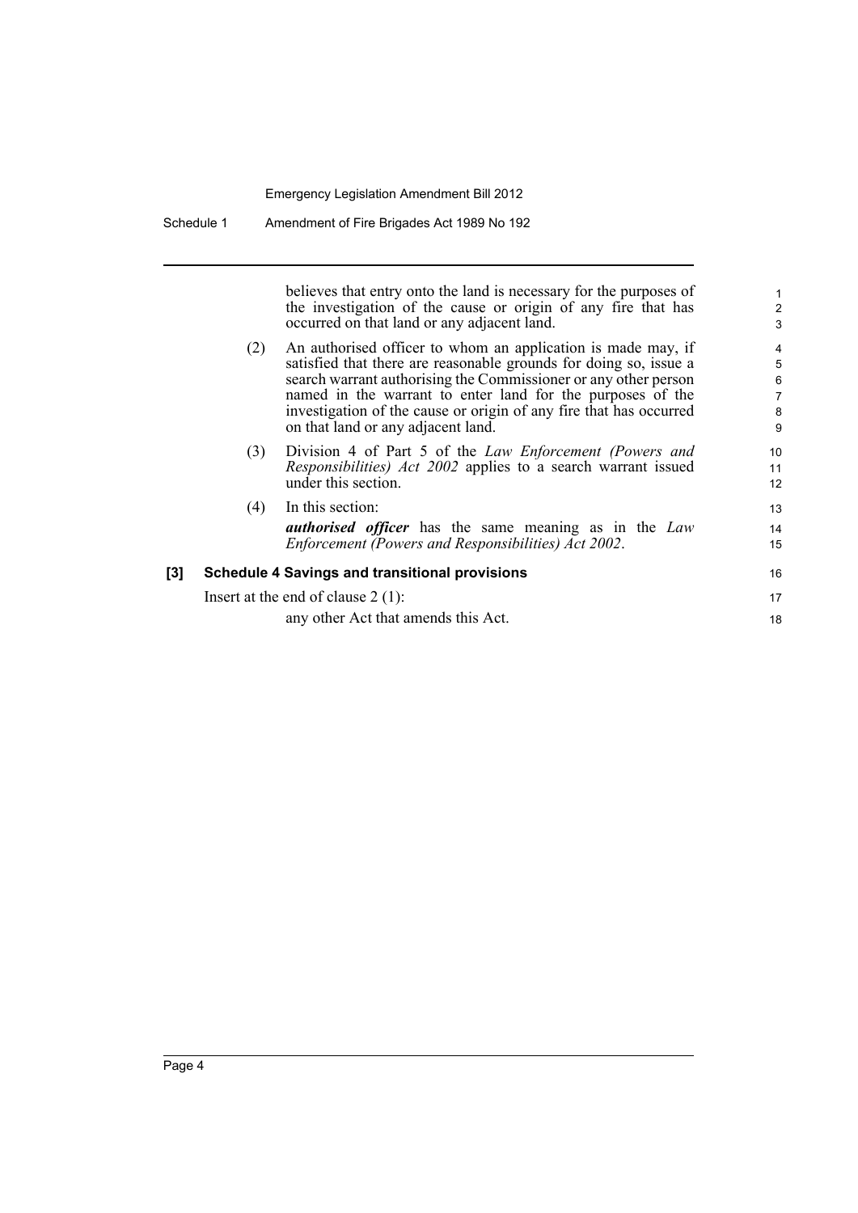believes that entry onto the land is necessary for the purposes of the investigation of the cause or origin of any fire that has occurred on that land or any adjacent land.

(2) An authorised officer to whom an application is made may, if satisfied that there are reasonable grounds for doing so, issue a search warrant authorising the Commissioner or any other person named in the warrant to enter land for the purposes of the investigation of the cause or origin of any fire that has occurred on that land or any adjacent land.

(3) Division 4 of Part 5 of the *Law Enforcement (Powers and Responsibilities) Act 2002* applies to a search warrant issued under this section.

(4) In this section:

***authorised officer*** has the same meaning as in the *Law Enforcement (Powers and Responsibilities) Act 2002*.

**[3] Schedule 4 Savings and transitional provisions**

Insert at the end of clause 2 (1):

any other Act that amends this Act.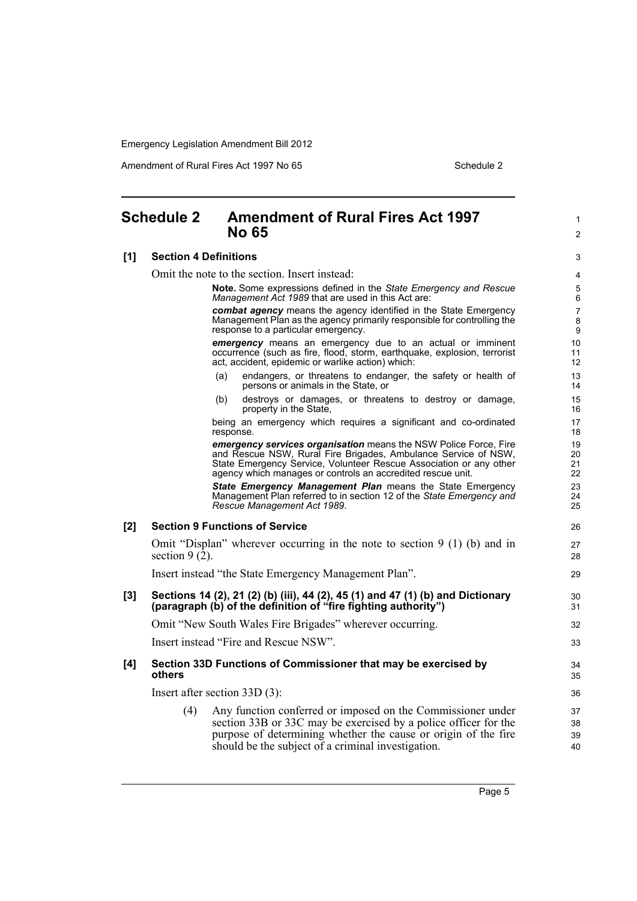## Schedule 2 Amendment of Rural Fires Act 1997 No 65

**[1] Section 4 Definitions**

Omit the note to the section. Insert instead:

> **Note.** Some expressions defined in the *State Emergency and Rescue Management Act 1989* that are used in this Act are:
>
> ***combat agency*** means the agency identified in the State Emergency Management Plan as the agency primarily responsible for controlling the response to a particular emergency.
>
> ***emergency*** means an emergency due to an actual or imminent occurrence (such as fire, flood, storm, earthquake, explosion, terrorist act, accident, epidemic or warlike action) which:
>
> (a) endangers, or threatens to endanger, the safety or health of persons or animals in the State, or
>
> (b) destroys or damages, or threatens to destroy or damage, property in the State,
>
> being an emergency which requires a significant and co-ordinated response.
>
> ***emergency services organisation*** means the NSW Police Force, Fire and Rescue NSW, Rural Fire Brigades, Ambulance Service of NSW, State Emergency Service, Volunteer Rescue Association or any other agency which manages or controls an accredited rescue unit.
>
> ***State Emergency Management Plan*** means the State Emergency Management Plan referred to in section 12 of the *State Emergency and Rescue Management Act 1989*.

**[2] Section 9 Functions of Service**

Omit "Displan" wherever occurring in the note to section 9 (1) (b) and in section 9 (2).

Insert instead "the State Emergency Management Plan".

**[3] Sections 14 (2), 21 (2) (b) (iii), 44 (2), 45 (1) and 47 (1) (b) and Dictionary (paragraph (b) of the definition of "fire fighting authority")**

Omit "New South Wales Fire Brigades" wherever occurring.

Insert instead "Fire and Rescue NSW".

**[4] Section 33D Functions of Commissioner that may be exercised by others**

Insert after section 33D (3):

> (4) Any function conferred or imposed on the Commissioner under section 33B or 33C may be exercised by a police officer for the purpose of determining whether the cause or origin of the fire should be the subject of a criminal investigation.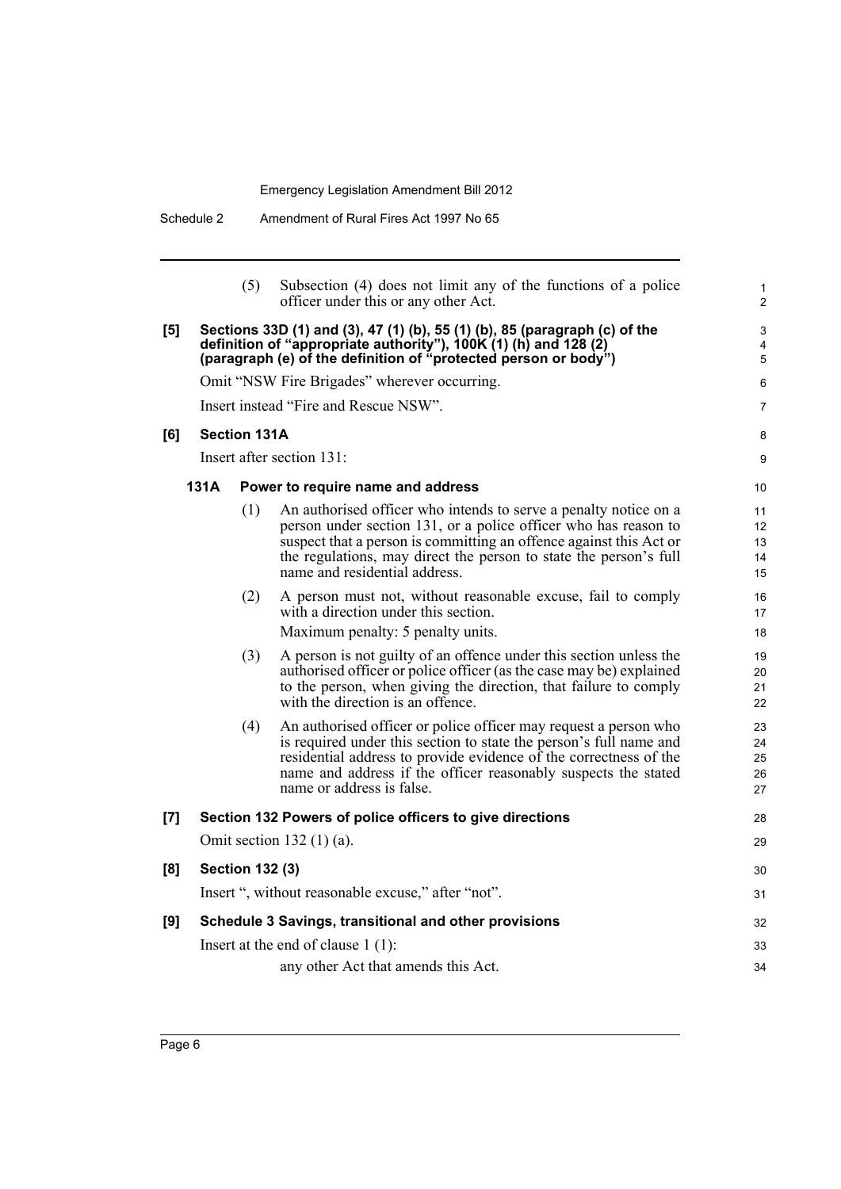(5) Subsection (4) does not limit any of the functions of a police officer under this or any other Act.

**[5] Sections 33D (1) and (3), 47 (1) (b), 55 (1) (b), 85 (paragraph (c) of the definition of "appropriate authority"), 100K (1) (h) and 128 (2) (paragraph (e) of the definition of "protected person or body")**

Omit "NSW Fire Brigades" wherever occurring.

Insert instead "Fire and Rescue NSW".

**[6] Section 131A**

Insert after section 131:

**131A Power to require name and address**

(1) An authorised officer who intends to serve a penalty notice on a person under section 131, or a police officer who has reason to suspect that a person is committing an offence against this Act or the regulations, may direct the person to state the person's full name and residential address.

(2) A person must not, without reasonable excuse, fail to comply with a direction under this section.

Maximum penalty: 5 penalty units.

(3) A person is not guilty of an offence under this section unless the authorised officer or police officer (as the case may be) explained to the person, when giving the direction, that failure to comply with the direction is an offence.

(4) An authorised officer or police officer may request a person who is required under this section to state the person's full name and residential address to provide evidence of the correctness of the name and address if the officer reasonably suspects the stated name or address is false.

**[7] Section 132 Powers of police officers to give directions**

Omit section 132 (1) (a).

**[8] Section 132 (3)**

Insert ", without reasonable excuse," after "not".

**[9] Schedule 3 Savings, transitional and other provisions**

Insert at the end of clause 1 (1):

any other Act that amends this Act.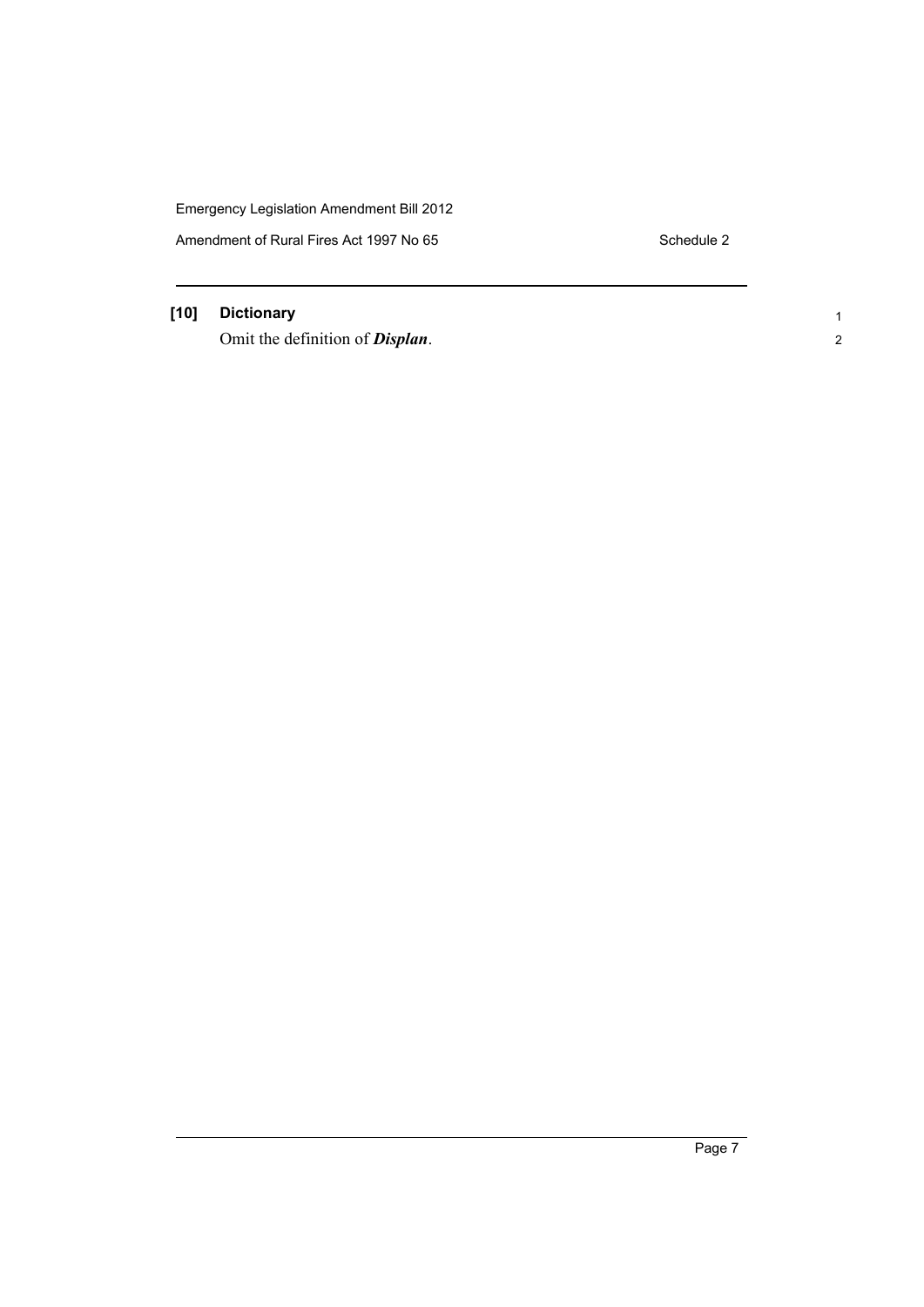**[10] Dictionary**

Omit the definition of ***Displan***.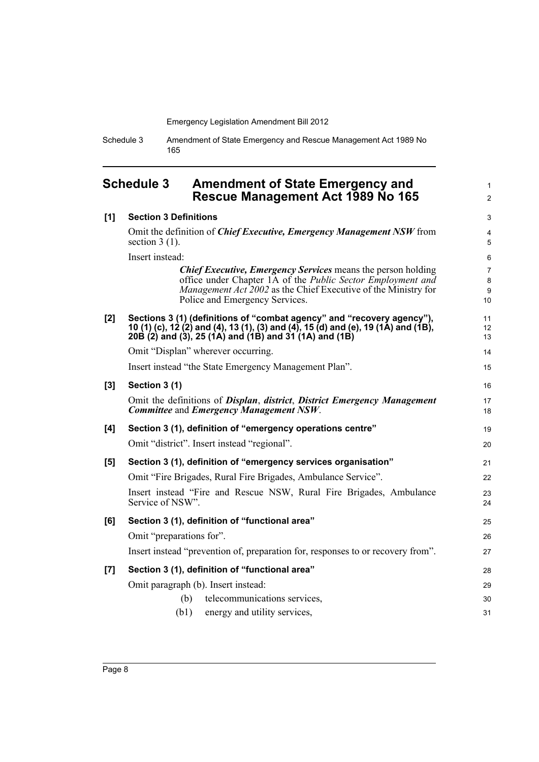## Schedule 3 Amendment of State Emergency and Rescue Management Act 1989 No 165

**[1] Section 3 Definitions**

Omit the definition of ***Chief Executive, Emergency Management NSW*** from section 3 (1).

Insert instead:

> ***Chief Executive, Emergency Services*** means the person holding office under Chapter 1A of the *Public Sector Employment and Management Act 2002* as the Chief Executive of the Ministry for Police and Emergency Services.

**[2] Sections 3 (1) (definitions of "combat agency" and "recovery agency"), 10 (1) (c), 12 (2) and (4), 13 (1), (3) and (4), 15 (d) and (e), 19 (1A) and (1B), 20B (2) and (3), 25 (1A) and (1B) and 31 (1A) and (1B)**

Omit "Displan" wherever occurring.

Insert instead "the State Emergency Management Plan".

**[3] Section 3 (1)**

Omit the definitions of ***Displan***, ***district***, ***District Emergency Management Committee*** and ***Emergency Management NSW***.

**[4] Section 3 (1), definition of "emergency operations centre"**

Omit "district". Insert instead "regional".

**[5] Section 3 (1), definition of "emergency services organisation"**

Omit "Fire Brigades, Rural Fire Brigades, Ambulance Service".

Insert instead "Fire and Rescue NSW, Rural Fire Brigades, Ambulance Service of NSW".

**[6] Section 3 (1), definition of "functional area"**

Omit "preparations for".

Insert instead "prevention of, preparation for, responses to or recovery from".

**[7] Section 3 (1), definition of "functional area"**

Omit paragraph (b). Insert instead:

> (b) telecommunications services,
>
> (b1) energy and utility services,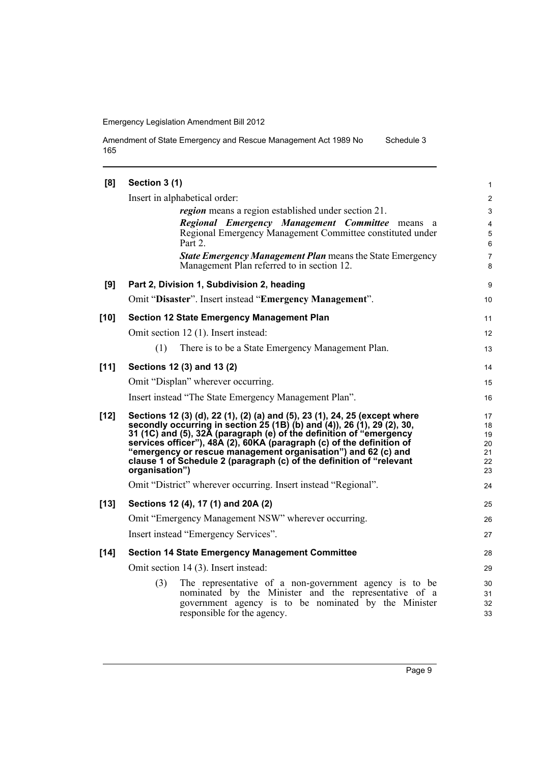**[8] Section 3 (1)**

Insert in alphabetical order:

> ***region*** means a region established under section 21.
>
> ***Regional Emergency Management Committee*** means a Regional Emergency Management Committee constituted under Part 2.
>
> ***State Emergency Management Plan*** means the State Emergency Management Plan referred to in section 12.

**[9] Part 2, Division 1, Subdivision 2, heading**

Omit "**Disaster**". Insert instead "**Emergency Management**".

**[10] Section 12 State Emergency Management Plan**

Omit section 12 (1). Insert instead:

> (1) There is to be a State Emergency Management Plan.

**[11] Sections 12 (3) and 13 (2)**

Omit "Displan" wherever occurring.

Insert instead "The State Emergency Management Plan".

**[12] Sections 12 (3) (d), 22 (1), (2) (a) and (5), 23 (1), 24, 25 (except where secondly occurring in section 25 (1B) (b) and (4)), 26 (1), 29 (2), 30, 31 (1C) and (5), 32A (paragraph (e) of the definition of "emergency services officer"), 48A (2), 60KA (paragraph (c) of the definition of "emergency or rescue management organisation") and 62 (c) and clause 1 of Schedule 2 (paragraph (c) of the definition of "relevant organisation")**

Omit "District" wherever occurring. Insert instead "Regional".

**[13] Sections 12 (4), 17 (1) and 20A (2)**

Omit "Emergency Management NSW" wherever occurring.

Insert instead "Emergency Services".

**[14] Section 14 State Emergency Management Committee**

Omit section 14 (3). Insert instead:

> (3) The representative of a non-government agency is to be nominated by the Minister and the representative of a government agency is to be nominated by the Minister responsible for the agency.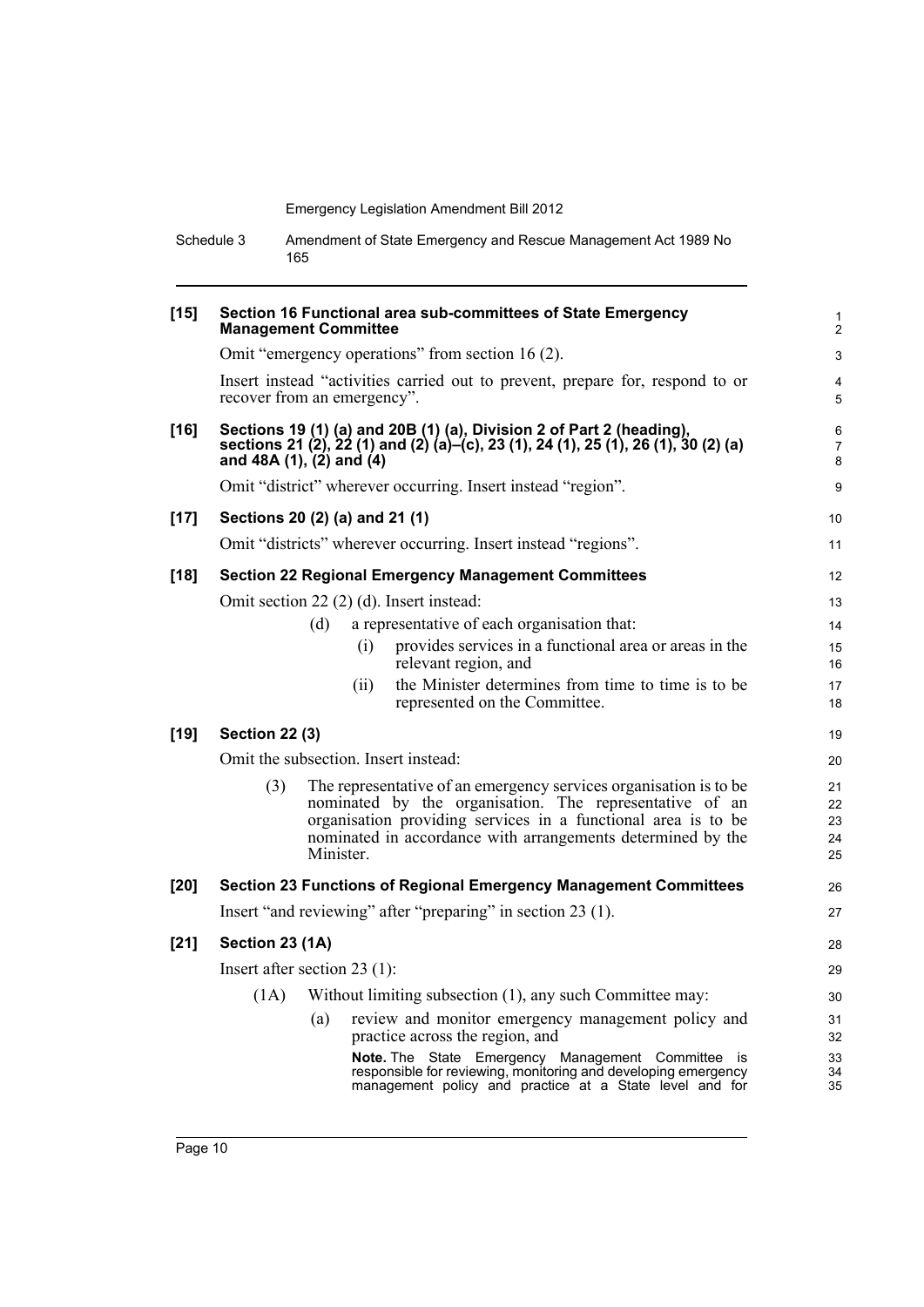**[15] Section 16 Functional area sub-committees of State Emergency Management Committee**

Omit "emergency operations" from section 16 (2).

Insert instead "activities carried out to prevent, prepare for, respond to or recover from an emergency".

**[16] Sections 19 (1) (a) and 20B (1) (a), Division 2 of Part 2 (heading), sections 21 (2), 22 (1) and (2) (a)–(c), 23 (1), 24 (1), 25 (1), 26 (1), 30 (2) (a) and 48A (1), (2) and (4)**

Omit "district" wherever occurring. Insert instead "region".

**[17] Sections 20 (2) (a) and 21 (1)**

Omit "districts" wherever occurring. Insert instead "regions".

**[18] Section 22 Regional Emergency Management Committees**

Omit section 22 (2) (d). Insert instead:

(d) a representative of each organisation that:

(i) provides services in a functional area or areas in the relevant region, and

(ii) the Minister determines from time to time is to be represented on the Committee.

**[19] Section 22 (3)**

Omit the subsection. Insert instead:

(3) The representative of an emergency services organisation is to be nominated by the organisation. The representative of an organisation providing services in a functional area is to be nominated in accordance with arrangements determined by the Minister.

**[20] Section 23 Functions of Regional Emergency Management Committees**

Insert "and reviewing" after "preparing" in section 23 (1).

**[21] Section 23 (1A)**

Insert after section 23 (1):

(1A) Without limiting subsection (1), any such Committee may:

(a) review and monitor emergency management policy and practice across the region, and

**Note.** The State Emergency Management Committee is responsible for reviewing, monitoring and developing emergency management policy and practice at a State level and for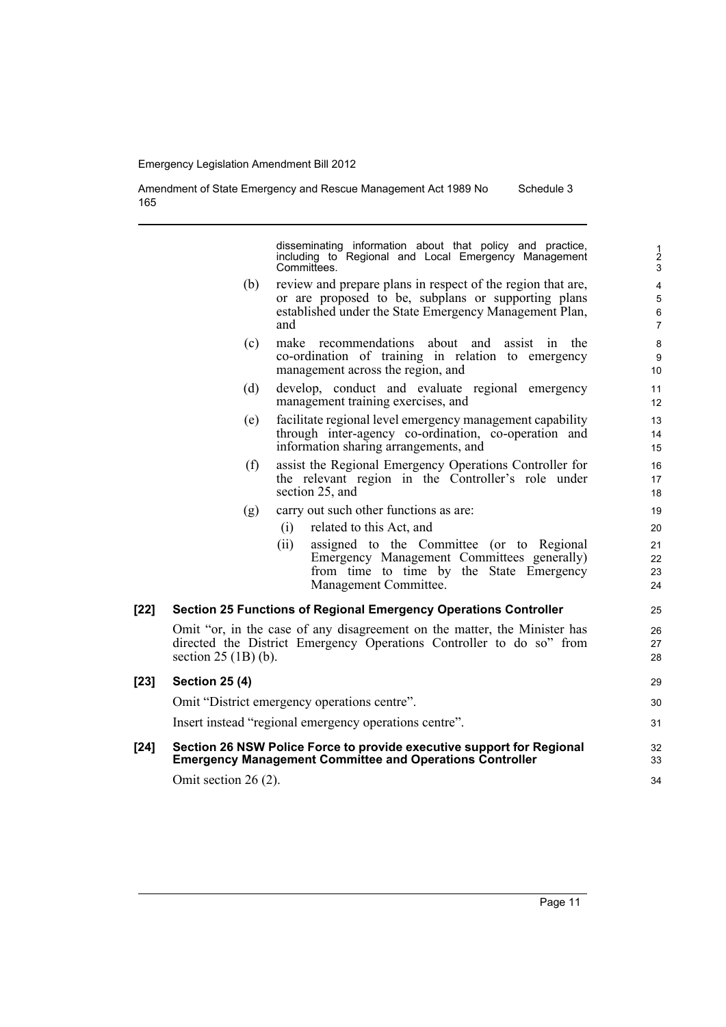disseminating information about that policy and practice, including to Regional and Local Emergency Management Committees.

(b) review and prepare plans in respect of the region that are, or are proposed to be, subplans or supporting plans established under the State Emergency Management Plan, and

(c) make recommendations about and assist in the co-ordination of training in relation to emergency management across the region, and

(d) develop, conduct and evaluate regional emergency management training exercises, and

(e) facilitate regional level emergency management capability through inter-agency co-ordination, co-operation and information sharing arrangements, and

(f) assist the Regional Emergency Operations Controller for the relevant region in the Controller's role under section 25, and

(g) carry out such other functions as are:

(i) related to this Act, and

(ii) assigned to the Committee (or to Regional Emergency Management Committees generally) from time to time by the State Emergency Management Committee.

**[22] Section 25 Functions of Regional Emergency Operations Controller**

Omit "or, in the case of any disagreement on the matter, the Minister has directed the District Emergency Operations Controller to do so" from section 25 (1B) (b).

**[23] Section 25 (4)**

Omit "District emergency operations centre".

Insert instead "regional emergency operations centre".

**[24] Section 26 NSW Police Force to provide executive support for Regional Emergency Management Committee and Operations Controller**

Omit section 26 (2).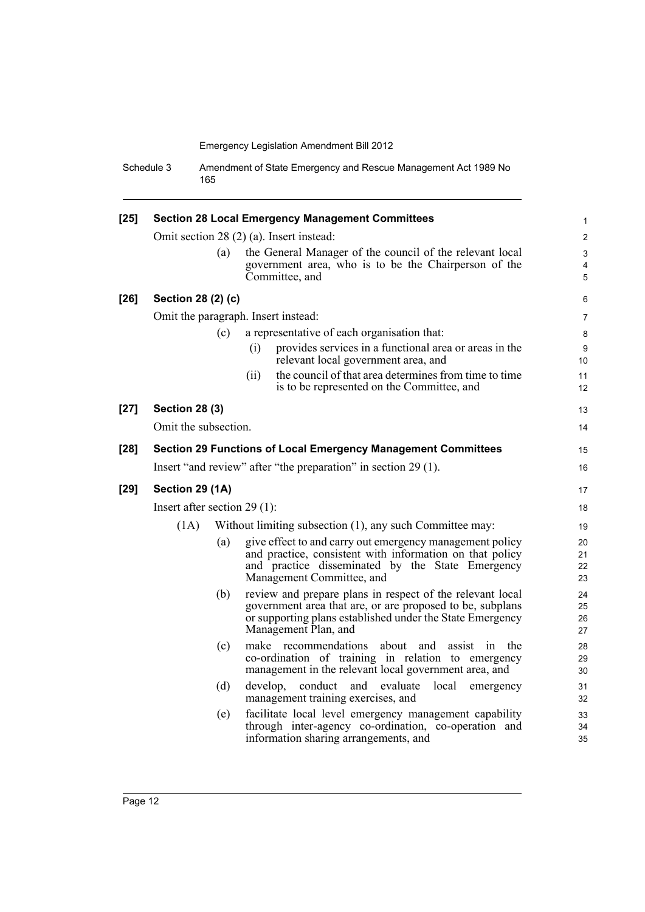**[25] Section 28 Local Emergency Management Committees**

Omit section 28 (2) (a). Insert instead:

(a) the General Manager of the council of the relevant local government area, who is to be the Chairperson of the Committee, and

**[26] Section 28 (2) (c)**

Omit the paragraph. Insert instead:

(c) a representative of each organisation that:

(i) provides services in a functional area or areas in the relevant local government area, and

(ii) the council of that area determines from time to time is to be represented on the Committee, and

**[27] Section 28 (3)**

Omit the subsection.

**[28] Section 29 Functions of Local Emergency Management Committees**

Insert "and review" after "the preparation" in section 29 (1).

**[29] Section 29 (1A)**

Insert after section 29 (1):

(1A) Without limiting subsection (1), any such Committee may:

(a) give effect to and carry out emergency management policy and practice, consistent with information on that policy and practice disseminated by the State Emergency Management Committee, and

(b) review and prepare plans in respect of the relevant local government area that are, or are proposed to be, subplans or supporting plans established under the State Emergency Management Plan, and

(c) make recommendations about and assist in the co-ordination of training in relation to emergency management in the relevant local government area, and

(d) develop, conduct and evaluate local emergency management training exercises, and

(e) facilitate local level emergency management capability through inter-agency co-ordination, co-operation and information sharing arrangements, and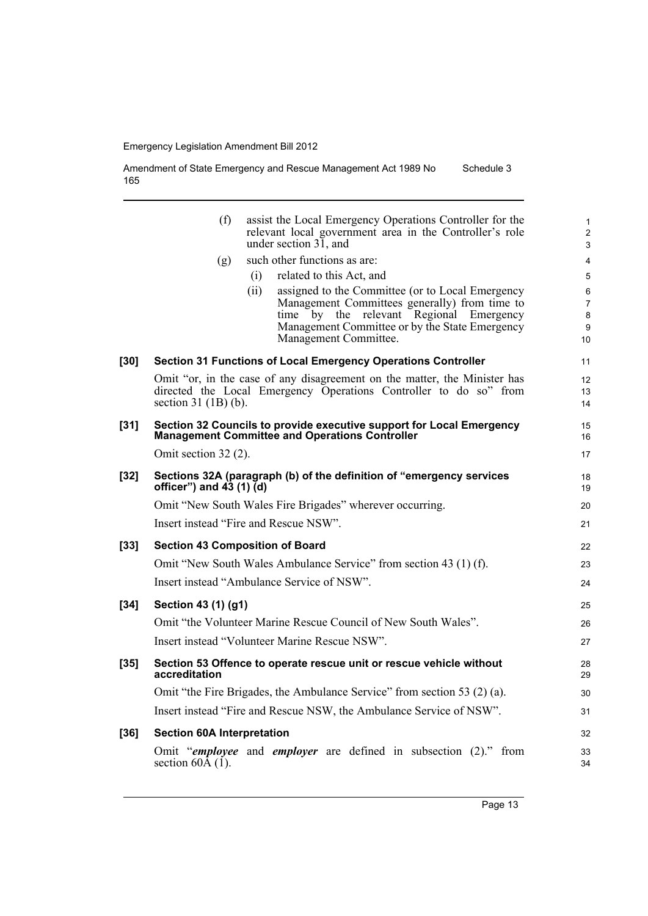(f) assist the Local Emergency Operations Controller for the relevant local government area in the Controller's role under section 31, and

(g) such other functions as are:

(i) related to this Act, and

(ii) assigned to the Committee (or to Local Emergency Management Committees generally) from time to time by the relevant Regional Emergency Management Committee or by the State Emergency Management Committee.

**[30] Section 31 Functions of Local Emergency Operations Controller**

Omit "or, in the case of any disagreement on the matter, the Minister has directed the Local Emergency Operations Controller to do so" from section 31 (1B) (b).

**[31] Section 32 Councils to provide executive support for Local Emergency Management Committee and Operations Controller**

Omit section 32 (2).

**[32] Sections 32A (paragraph (b) of the definition of "emergency services officer") and 43 (1) (d)**

Omit "New South Wales Fire Brigades" wherever occurring.

Insert instead "Fire and Rescue NSW".

**[33] Section 43 Composition of Board**

Omit "New South Wales Ambulance Service" from section 43 (1) (f).

Insert instead "Ambulance Service of NSW".

**[34] Section 43 (1) (g1)**

Omit "the Volunteer Marine Rescue Council of New South Wales".

Insert instead "Volunteer Marine Rescue NSW".

**[35] Section 53 Offence to operate rescue unit or rescue vehicle without accreditation**

Omit "the Fire Brigades, the Ambulance Service" from section 53 (2) (a).

Insert instead "Fire and Rescue NSW, the Ambulance Service of NSW".

**[36] Section 60A Interpretation**

Omit "***employee*** and ***employer*** are defined in subsection (2)." from section 60A (1).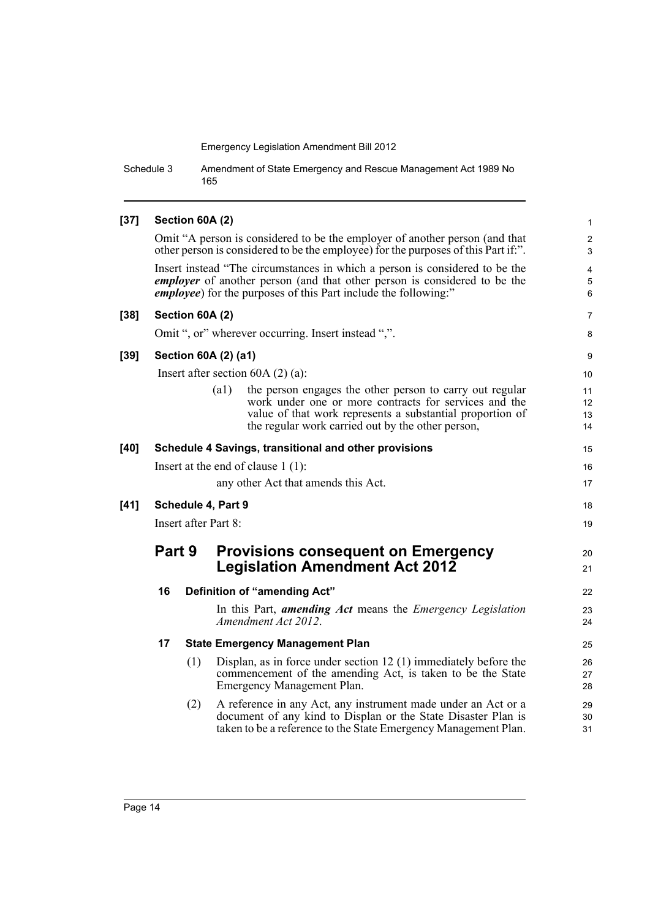**[37] Section 60A (2)**

Omit "A person is considered to be the employer of another person (and that other person is considered to be the employee) for the purposes of this Part if:".

Insert instead "The circumstances in which a person is considered to be the ***employer*** of another person (and that other person is considered to be the ***employee***) for the purposes of this Part include the following:"

**[38] Section 60A (2)**

Omit ", or" wherever occurring. Insert instead ",".

**[39] Section 60A (2) (a1)**

Insert after section 60A (2) (a):

(a1) the person engages the other person to carry out regular work under one or more contracts for services and the value of that work represents a substantial proportion of the regular work carried out by the other person,

**[40] Schedule 4 Savings, transitional and other provisions**

Insert at the end of clause 1 (1):

any other Act that amends this Act.

**[41] Schedule 4, Part 9**

Insert after Part 8:

## Part 9 Provisions consequent on Emergency Legislation Amendment Act 2012

### 16 Definition of "amending Act"

In this Part, ***amending Act*** means the *Emergency Legislation Amendment Act 2012*.

### 17 State Emergency Management Plan

(1) Displan, as in force under section 12 (1) immediately before the commencement of the amending Act, is taken to be the State Emergency Management Plan.

(2) A reference in any Act, any instrument made under an Act or a document of any kind to Displan or the State Disaster Plan is taken to be a reference to the State Emergency Management Plan.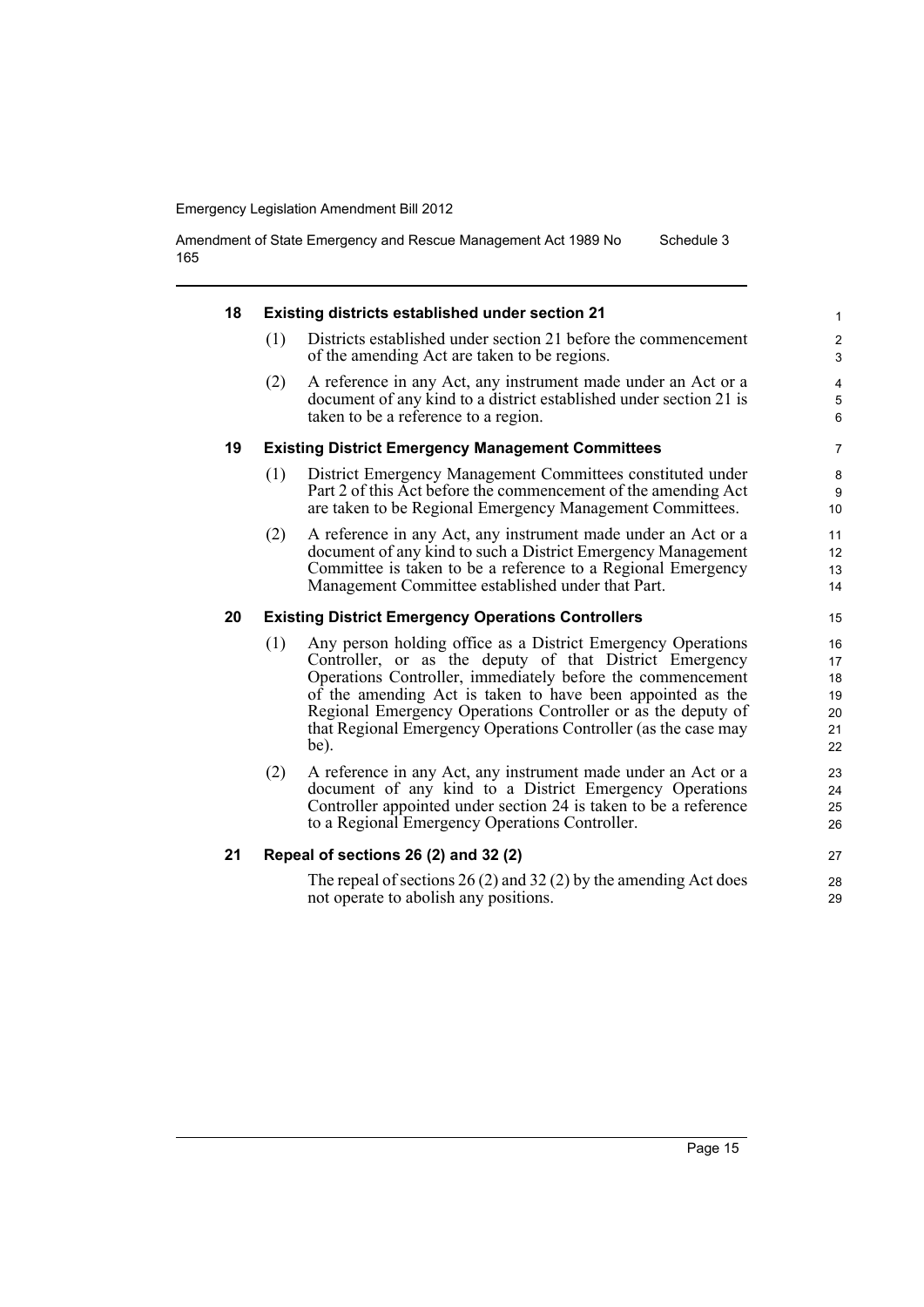### 18 Existing districts established under section 21

(1) Districts established under section 21 before the commencement of the amending Act are taken to be regions.

(2) A reference in any Act, any instrument made under an Act or a document of any kind to a district established under section 21 is taken to be a reference to a region.

### 19 Existing District Emergency Management Committees

(1) District Emergency Management Committees constituted under Part 2 of this Act before the commencement of the amending Act are taken to be Regional Emergency Management Committees.

(2) A reference in any Act, any instrument made under an Act or a document of any kind to such a District Emergency Management Committee is taken to be a reference to a Regional Emergency Management Committee established under that Part.

### 20 Existing District Emergency Operations Controllers

(1) Any person holding office as a District Emergency Operations Controller, or as the deputy of that District Emergency Operations Controller, immediately before the commencement of the amending Act is taken to have been appointed as the Regional Emergency Operations Controller or as the deputy of that Regional Emergency Operations Controller (as the case may be).

(2) A reference in any Act, any instrument made under an Act or a document of any kind to a District Emergency Operations Controller appointed under section 24 is taken to be a reference to a Regional Emergency Operations Controller.

### 21 Repeal of sections 26 (2) and 32 (2)

The repeal of sections 26 (2) and 32 (2) by the amending Act does not operate to abolish any positions.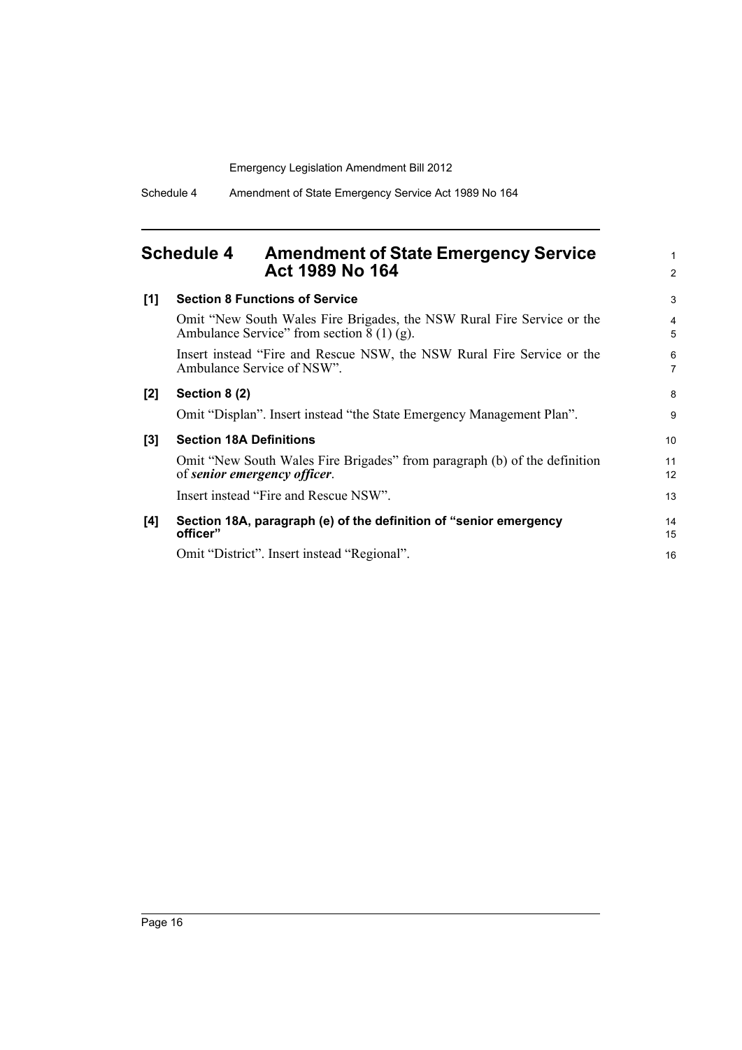## Schedule 4 Amendment of State Emergency Service Act 1989 No 164

**[1] Section 8 Functions of Service**

Omit "New South Wales Fire Brigades, the NSW Rural Fire Service or the Ambulance Service" from section 8 (1) (g).

Insert instead "Fire and Rescue NSW, the NSW Rural Fire Service or the Ambulance Service of NSW".

**[2] Section 8 (2)**

Omit "Displan". Insert instead "the State Emergency Management Plan".

**[3] Section 18A Definitions**

Omit "New South Wales Fire Brigades" from paragraph (b) of the definition of ***senior emergency officer***.

Insert instead "Fire and Rescue NSW".

**[4] Section 18A, paragraph (e) of the definition of "senior emergency officer"**

Omit "District". Insert instead "Regional".